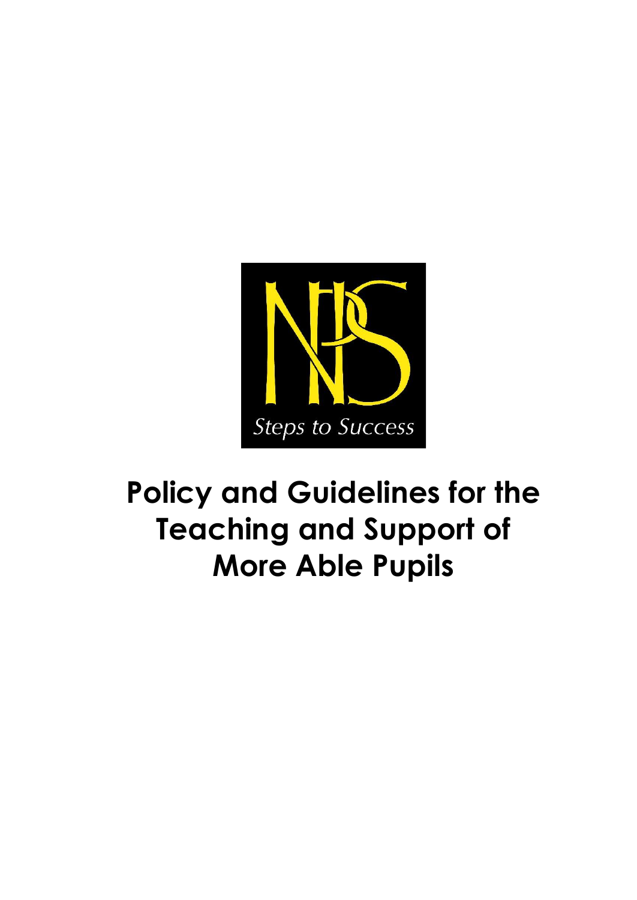Steps to Success

# Policy and Guidelines for the Teaching and Support of More Able Pupils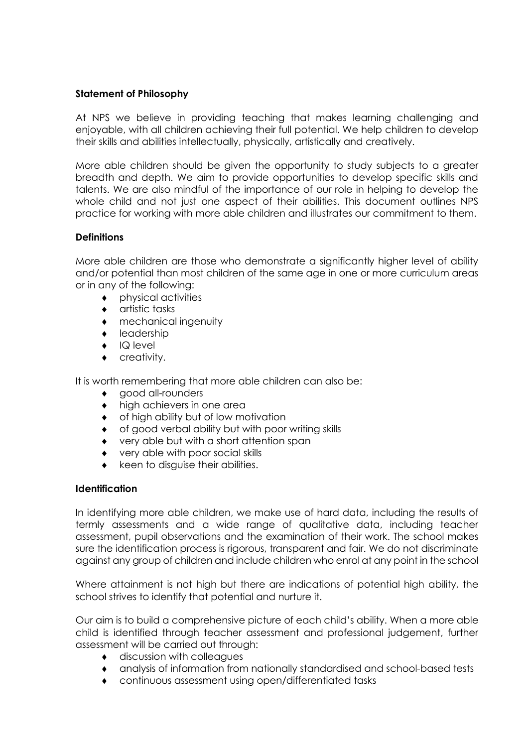**Statement of Philosophy**

At NPS we believe in providing teaching that makes learning challenging and enjoyable, with all children achieving their full potential. We help children to develop their skills and abilities intellectually, physically, artistically and creatively.

More able children should be given the opportunity to study subjects to a greater breadth and depth. We aim to provide opportunities to develop specific skills and talents. We are also mindful of the importance of our role in helping to develop the whole child and not just one aspect of their abilities. This document outlines NPS practice for working with more able children and illustrates our commitment to them.

**Definitions**

More able children are those who demonstrate a significantly higher level of ability and/or potential than most children of the same age in one or more curriculum areas or in any of the following:

- physical activities
- artistic tasks
- mechanical ingenuity
- leadership
- IQ level
- creativity.

It is worth remembering that more able children can also be:

- good all-rounders
- high achievers in one area
- of high ability but of low motivation
- of good verbal ability but with poor writing skills
- very able but with a short attention span
- very able with poor social skills
- keen to disguise their abilities.

**Identification**

In identifying more able children, we make use of hard data, including the results of termly assessments and a wide range of qualitative data, including teacher assessment, pupil observations and the examination of their work. The school makes sure the identification process is rigorous, transparent and fair. We do not discriminate against any group of children and include children who enrol at any point in the school

Where attainment is not high but there are indications of potential high ability, the school strives to identify that potential and nurture it.

Our aim is to build a comprehensive picture of each child's ability. When a more able child is identified through teacher assessment and professional judgement, further assessment will be carried out through:

- discussion with colleagues
- analysis of information from nationally standardised and school-based tests
- continuous assessment using open/differentiated tasks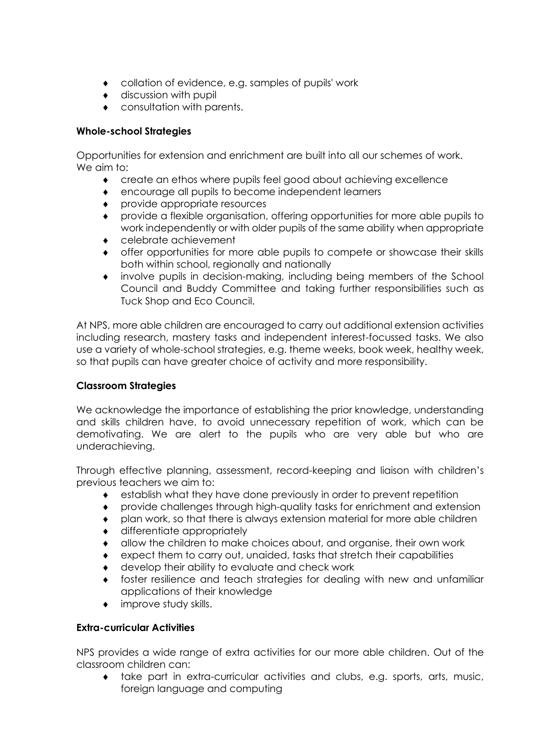- collation of evidence, e.g. samples of pupils' work
- discussion with pupil
- consultation with parents.

**Whole-school Strategies**

Opportunities for extension and enrichment are built into all our schemes of work. We aim to:

- create an ethos where pupils feel good about achieving excellence
- encourage all pupils to become independent learners
- provide appropriate resources
- provide a flexible organisation, offering opportunities for more able pupils to work independently or with older pupils of the same ability when appropriate
- celebrate achievement
- offer opportunities for more able pupils to compete or showcase their skills both within school, regionally and nationally
- involve pupils in decision-making, including being members of the School Council and Buddy Committee and taking further responsibilities such as Tuck Shop and Eco Council.

At NPS, more able children are encouraged to carry out additional extension activities including research, mastery tasks and independent interest-focussed tasks. We also use a variety of whole-school strategies, e.g. theme weeks, book week, healthy week, so that pupils can have greater choice of activity and more responsibility.

**Classroom Strategies**

We acknowledge the importance of establishing the prior knowledge, understanding and skills children have, to avoid unnecessary repetition of work, which can be demotivating. We are alert to the pupils who are very able but who are underachieving.

Through effective planning, assessment, record-keeping and liaison with children's previous teachers we aim to:

- establish what they have done previously in order to prevent repetition
- provide challenges through high-quality tasks for enrichment and extension
- plan work, so that there is always extension material for more able children
- differentiate appropriately
- allow the children to make choices about, and organise, their own work
- expect them to carry out, unaided, tasks that stretch their capabilities
- develop their ability to evaluate and check work
- foster resilience and teach strategies for dealing with new and unfamiliar applications of their knowledge
- improve study skills.

**Extra-curricular Activities**

NPS provides a wide range of extra activities for our more able children. Out of the classroom children can:

- take part in extra-curricular activities and clubs, e.g. sports, arts, music, foreign language and computing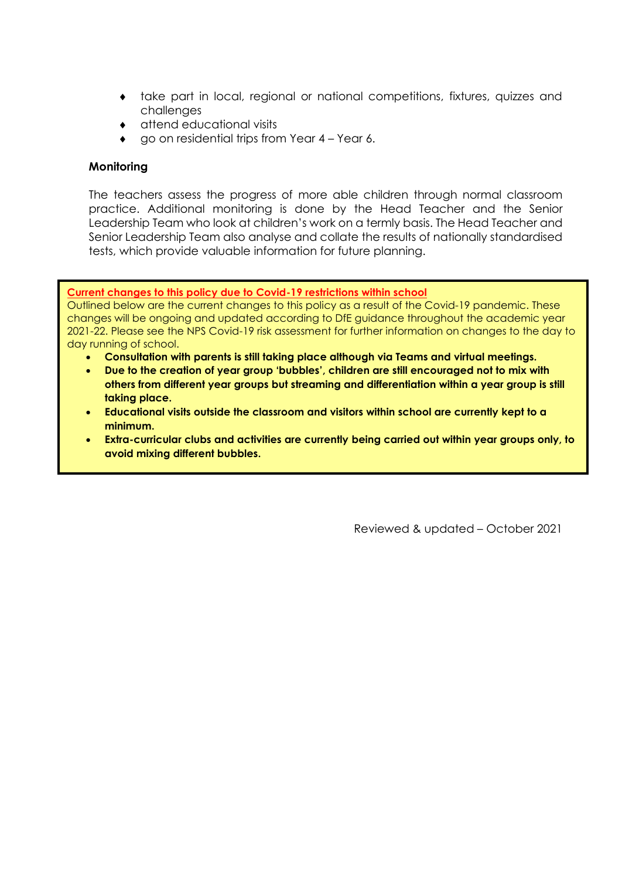- take part in local, regional or national competitions, fixtures, quizzes and challenges
- attend educational visits
- go on residential trips from Year 4 – Year 6.

**Monitoring**

The teachers assess the progress of more able children through normal classroom practice. Additional monitoring is done by the Head Teacher and the Senior Leadership Team who look at children's work on a termly basis. The Head Teacher and Senior Leadership Team also analyse and collate the results of nationally standardised tests, which provide valuable information for future planning.

**Current changes to this policy due to Covid-19 restrictions within school**

Outlined below are the current changes to this policy as a result of the Covid-19 pandemic. These changes will be ongoing and updated according to DfE guidance throughout the academic year 2021-22. Please see the NPS Covid-19 risk assessment for further information on changes to the day to day running of school.

- **Consultation with parents is still taking place although via Teams and virtual meetings.**
- **Due to the creation of year group 'bubbles', children are still encouraged not to mix with others from different year groups but streaming and differentiation within a year group is still taking place.**
- **Educational visits outside the classroom and visitors within school are currently kept to a minimum.**
- **Extra-curricular clubs and activities are currently being carried out within year groups only, to avoid mixing different bubbles.**

Reviewed & updated – October 2021